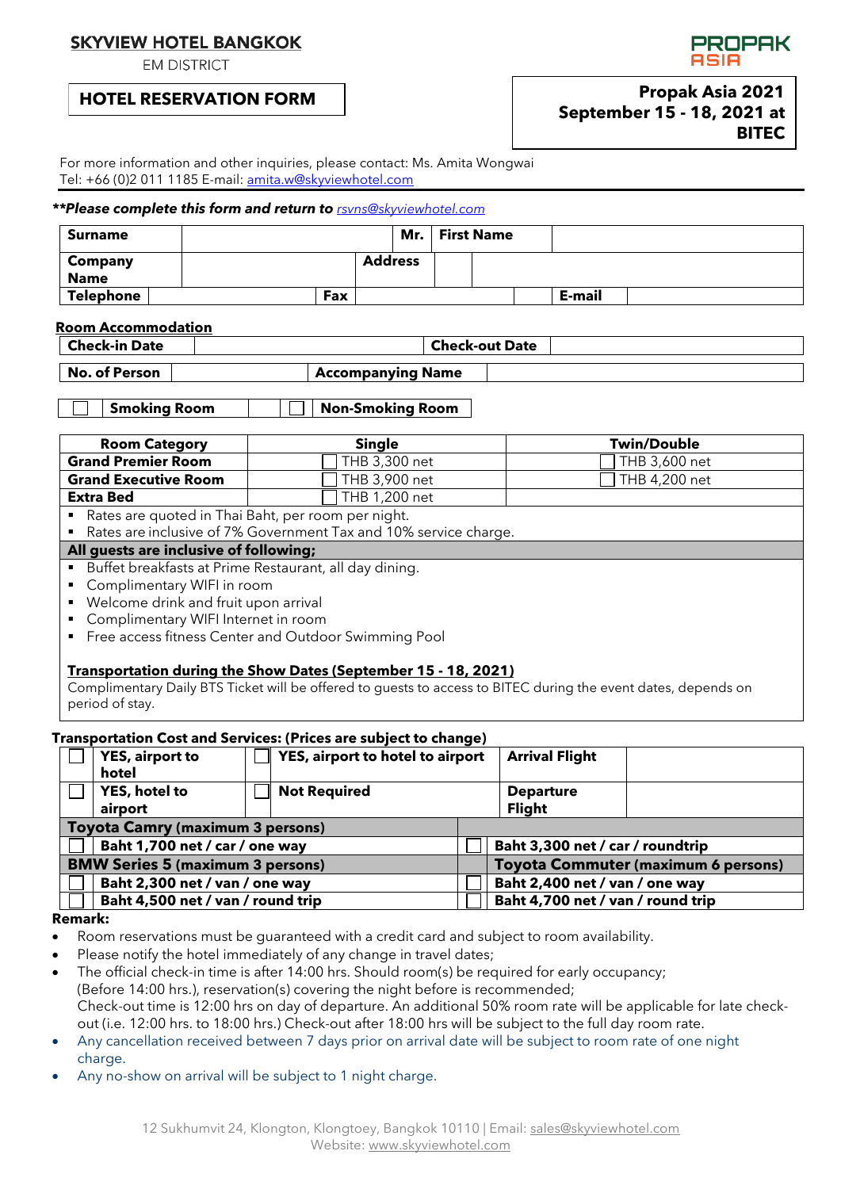**SKYVIEW HOTEL BANGKOK**
EM DISTRICT

PROPAK ASIA

## HOTEL RESERVATION FORM

**Propak Asia 2021**
**September 15 - 18, 2021 at BITEC**

For more information and other inquiries, please contact: Ms. Amita Wongwai
Tel: +66 (0)2 011 1185 E-mail: amita.w@skyviewhotel.com

***Please complete this form and return to** *rsvns@skyviewhotel.com*

| **Surname** | | **Mr.** | **First Name** | |
|---|---|---|---|---|
| **Company Name** | | **Address** | | |
| **Telephone** | | **Fax** | **E-mail** | |

**Room Accommodation**

| **Check-in Date** | | **Check-out Date** | |
|---|---|---|---|
| **No. of Person** | | **Accompanying Name** | |

☐ **Smoking Room** ☐ **Non-Smoking Room**

| **Room Category** | **Single** | **Twin/Double** |
|---|---|---|
| **Grand Premier Room** | ☐ THB 3,300 net | ☐ THB 3,600 net |
| **Grand Executive Room** | ☐ THB 3,900 net | ☐ THB 4,200 net |
| **Extra Bed** | ☐ THB 1,200 net | |

- Rates are quoted in Thai Baht, per room per night.
- Rates are inclusive of 7% Government Tax and 10% service charge.

**All guests are inclusive of following;**

- Buffet breakfasts at Prime Restaurant, all day dining.
- Complimentary WIFI in room
- Welcome drink and fruit upon arrival
- Complimentary WIFI Internet in room
- Free access fitness Center and Outdoor Swimming Pool

**Transportation during the Show Dates (September 15 - 18, 2021)**
Complimentary Daily BTS Ticket will be offered to guests to access to BITEC during the event dates, depends on period of stay.

**Transportation Cost and Services: (Prices are subject to change)**

| | | | |
|---|---|---|---|
| ☐ **YES, airport to hotel** | ☐ **YES, airport to hotel to airport** | **Arrival Flight** | |
| ☐ **YES, hotel to airport** | ☐ **Not Required** | **Departure Flight** | |
| **Toyota Camry (maximum 3 persons)** | | | |
| ☐ **Baht 1,700 net / car / one way** | ☐ **Baht 3,300 net / car / roundtrip** | | |
| **BMW Series 5 (maximum 3 persons)** | **Toyota Commuter (maximum 6 persons)** | | |
| ☐ **Baht 2,300 net / van / one way** | ☐ **Baht 2,400 net / van / one way** | | |
| ☐ **Baht 4,500 net / van / round trip** | ☐ **Baht 4,700 net / van / round trip** | | |

**Remark:**

- Room reservations must be guaranteed with a credit card and subject to room availability.
- Please notify the hotel immediately of any change in travel dates;
- The official check-in time is after 14:00 hrs. Should room(s) be required for early occupancy; (Before 14:00 hrs.), reservation(s) covering the night before is recommended;
  Check-out time is 12:00 hrs on day of departure. An additional 50% room rate will be applicable for late check-out (i.e. 12:00 hrs. to 18:00 hrs.) Check-out after 18:00 hrs will be subject to the full day room rate.
- Any cancellation received between 7 days prior on arrival date will be subject to room rate of one night charge.
- Any no-show on arrival will be subject to 1 night charge.

12 Sukhumvit 24, Klongton, Klongtoey, Bangkok 10110 | Email: sales@skyviewhotel.com
Website: www.skyviewhotel.com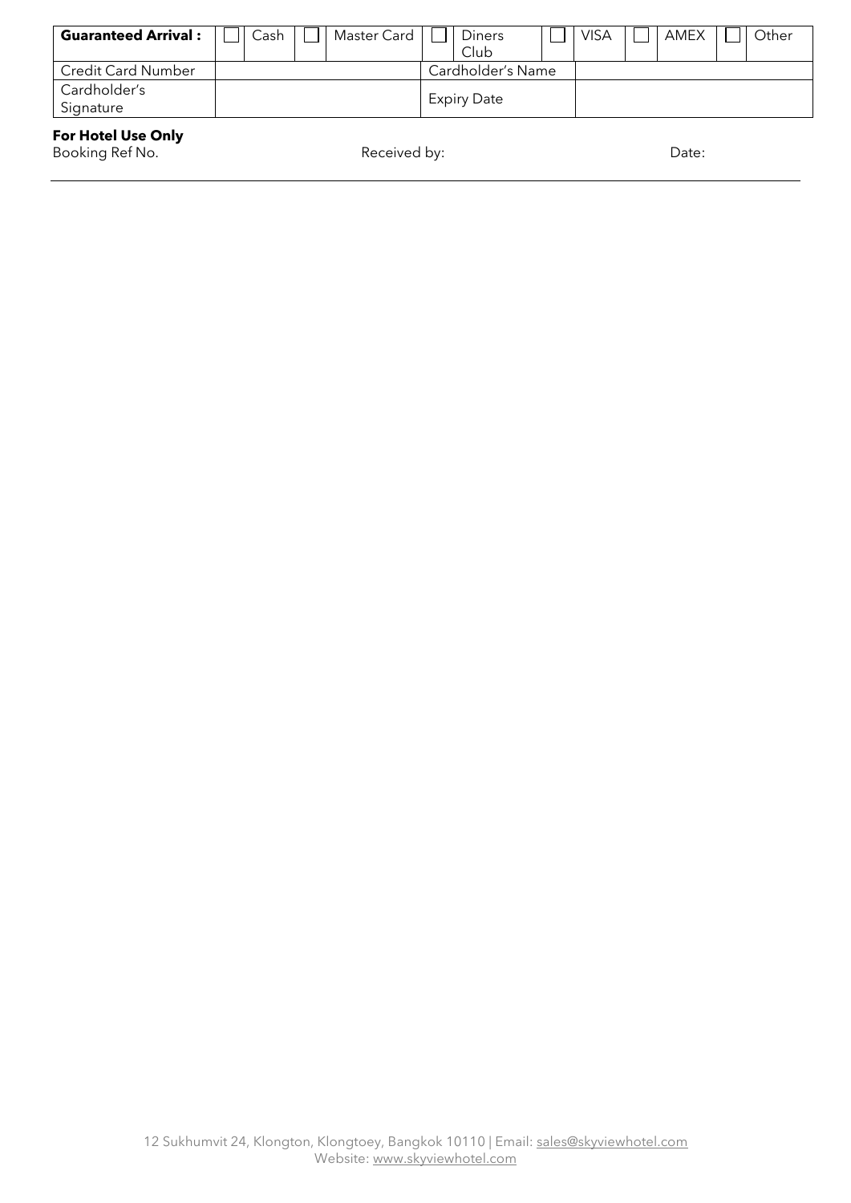| | | | | | | | | | | | | |
|---|---|---|---|---|---|---|---|---|---|---|---|---|
| **Guaranteed Arrival :** | ☐ | Cash | ☐ | Master Card | ☐ | Diners Club | ☐ | VISA | ☐ | AMEX | ☐ | Other |
| Credit Card Number | | | | | Cardholder's Name | | | | | | | |
| Cardholder's Signature | | | | | Expiry Date | | | | | | | |

**For Hotel Use Only**

Booking Ref No. Received by: Date:

---

12 Sukhumvit 24, Klongton, Klongtoey, Bangkok 10110 | Email: sales@skyviewhotel.com
Website: www.skyviewhotel.com